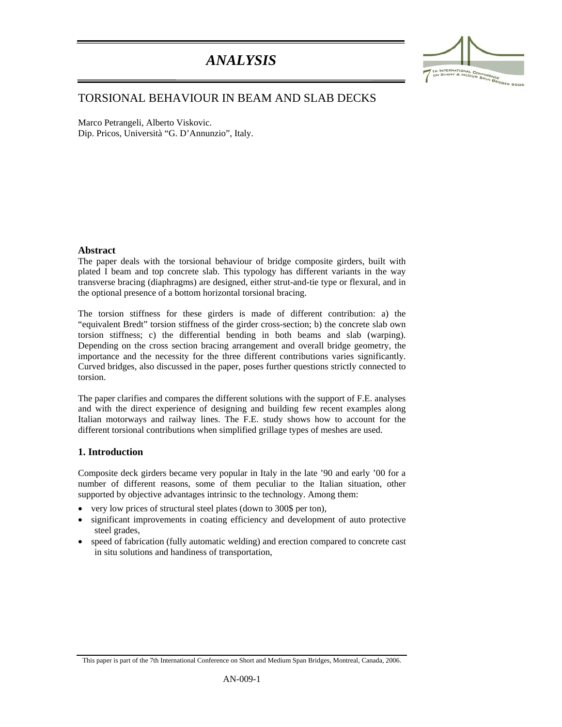# *ANALYSIS*

## TORSIONAL BEHAVIOUR IN BEAM AND SLAB DECKS

Marco Petrangeli, Alberto Viskovic.
Dip. Pricos, Università "G. D'Annunzio", Italy.

### Abstract

The paper deals with the torsional behaviour of bridge composite girders, built with plated I beam and top concrete slab. This typology has different variants in the way transverse bracing (diaphragms) are designed, either strut-and-tie type or flexural, and in the optional presence of a bottom horizontal torsional bracing.

The torsion stiffness for these girders is made of different contribution: a) the "equivalent Bredt" torsion stiffness of the girder cross-section; b) the concrete slab own torsion stiffness; c) the differential bending in both beams and slab (warping). Depending on the cross section bracing arrangement and overall bridge geometry, the importance and the necessity for the three different contributions varies significantly. Curved bridges, also discussed in the paper, poses further questions strictly connected to torsion.

The paper clarifies and compares the different solutions with the support of F.E. analyses and with the direct experience of designing and building few recent examples along Italian motorways and railway lines. The F.E. study shows how to account for the different torsional contributions when simplified grillage types of meshes are used.

### 1. Introduction

Composite deck girders became very popular in Italy in the late '90 and early '00 for a number of different reasons, some of them peculiar to the Italian situation, other supported by objective advantages intrinsic to the technology. Among them:

- very low prices of structural steel plates (down to 300$ per ton),
- significant improvements in coating efficiency and development of auto protective steel grades,
- speed of fabrication (fully automatic welding) and erection compared to concrete cast in situ solutions and handiness of transportation,

This paper is part of the 7th International Conference on Short and Medium Span Bridges, Montreal, Canada, 2006.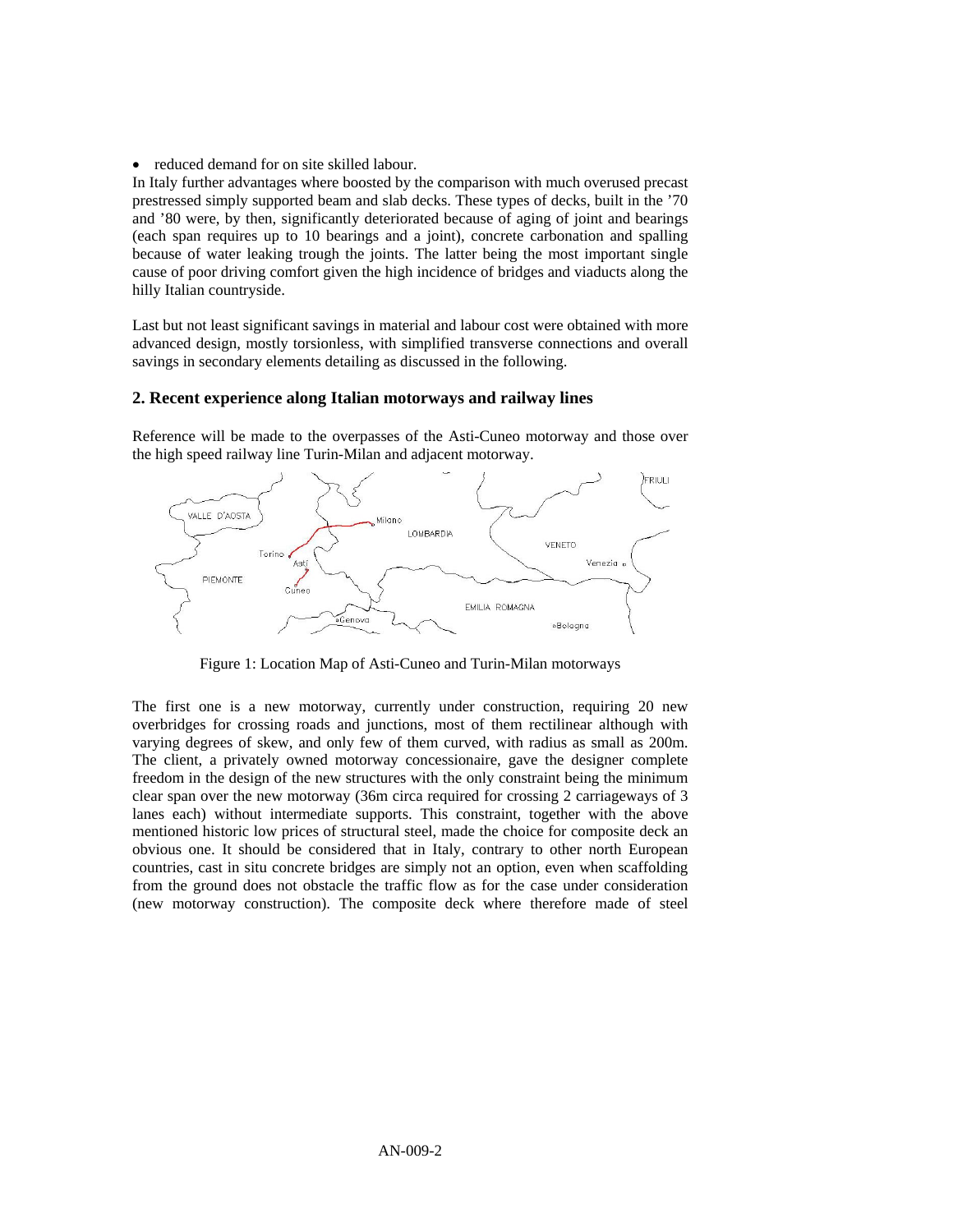- reduced demand for on site skilled labour.

In Italy further advantages where boosted by the comparison with much overused precast prestressed simply supported beam and slab decks. These types of decks, built in the '70 and '80 were, by then, significantly deteriorated because of aging of joint and bearings (each span requires up to 10 bearings and a joint), concrete carbonation and spalling because of water leaking trough the joints. The latter being the most important single cause of poor driving comfort given the high incidence of bridges and viaducts along the hilly Italian countryside.

Last but not least significant savings in material and labour cost were obtained with more advanced design, mostly torsionless, with simplified transverse connections and overall savings in secondary elements detailing as discussed in the following.

## 2. Recent experience along Italian motorways and railway lines

Reference will be made to the overpasses of the Asti-Cuneo motorway and those over the high speed railway line Turin-Milan and adjacent motorway.

Figure 1: Location Map of Asti-Cuneo and Turin-Milan motorways

The first one is a new motorway, currently under construction, requiring 20 new overbridges for crossing roads and junctions, most of them rectilinear although with varying degrees of skew, and only few of them curved, with radius as small as 200m. The client, a privately owned motorway concessionaire, gave the designer complete freedom in the design of the new structures with the only constraint being the minimum clear span over the new motorway (36m circa required for crossing 2 carriageways of 3 lanes each) without intermediate supports. This constraint, together with the above mentioned historic low prices of structural steel, made the choice for composite deck an obvious one. It should be considered that in Italy, contrary to other north European countries, cast in situ concrete bridges are simply not an option, even when scaffolding from the ground does not obstacle the traffic flow as for the case under consideration (new motorway construction). The composite deck where therefore made of steel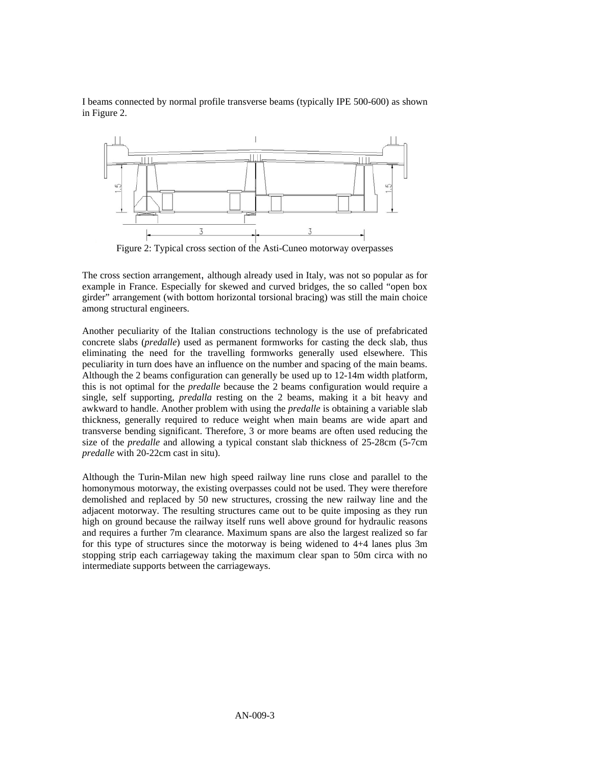I beams connected by normal profile transverse beams (typically IPE 500-600) as shown in Figure 2.

Figure 2: Typical cross section of the Asti-Cuneo motorway overpasses

The cross section arrangement, although already used in Italy, was not so popular as for example in France. Especially for skewed and curved bridges, the so called "open box girder" arrangement (with bottom horizontal torsional bracing) was still the main choice among structural engineers.

Another peculiarity of the Italian constructions technology is the use of prefabricated concrete slabs (*predalle*) used as permanent formworks for casting the deck slab, thus eliminating the need for the travelling formworks generally used elsewhere. This peculiarity in turn does have an influence on the number and spacing of the main beams. Although the 2 beams configuration can generally be used up to 12-14m width platform, this is not optimal for the *predalle* because the 2 beams configuration would require a single, self supporting, *predalla* resting on the 2 beams, making it a bit heavy and awkward to handle. Another problem with using the *predalle* is obtaining a variable slab thickness, generally required to reduce weight when main beams are wide apart and transverse bending significant. Therefore, 3 or more beams are often used reducing the size of the *predalle* and allowing a typical constant slab thickness of 25-28cm (5-7cm *predalle* with 20-22cm cast in situ).

Although the Turin-Milan new high speed railway line runs close and parallel to the homonymous motorway, the existing overpasses could not be used. They were therefore demolished and replaced by 50 new structures, crossing the new railway line and the adjacent motorway. The resulting structures came out to be quite imposing as they run high on ground because the railway itself runs well above ground for hydraulic reasons and requires a further 7m clearance. Maximum spans are also the largest realized so far for this type of structures since the motorway is being widened to 4+4 lanes plus 3m stopping strip each carriageway taking the maximum clear span to 50m circa with no intermediate supports between the carriageways.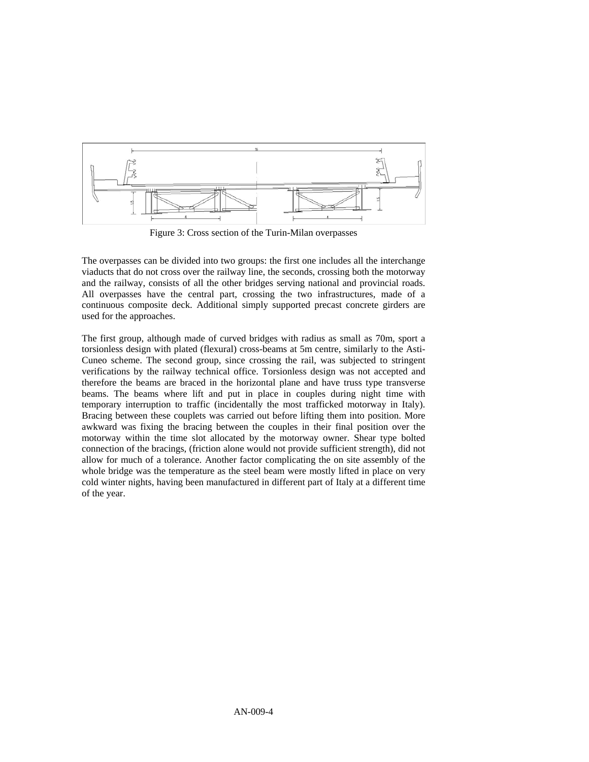Figure 3: Cross section of the Turin-Milan overpasses

The overpasses can be divided into two groups: the first one includes all the interchange viaducts that do not cross over the railway line, the seconds, crossing both the motorway and the railway, consists of all the other bridges serving national and provincial roads. All overpasses have the central part, crossing the two infrastructures, made of a continuous composite deck. Additional simply supported precast concrete girders are used for the approaches.

The first group, although made of curved bridges with radius as small as 70m, sport a torsionless design with plated (flexural) cross-beams at 5m centre, similarly to the Asti-Cuneo scheme. The second group, since crossing the rail, was subjected to stringent verifications by the railway technical office. Torsionless design was not accepted and therefore the beams are braced in the horizontal plane and have truss type transverse beams. The beams where lift and put in place in couples during night time with temporary interruption to traffic (incidentally the most trafficked motorway in Italy). Bracing between these couplets was carried out before lifting them into position. More awkward was fixing the bracing between the couples in their final position over the motorway within the time slot allocated by the motorway owner. Shear type bolted connection of the bracings, (friction alone would not provide sufficient strength), did not allow for much of a tolerance. Another factor complicating the on site assembly of the whole bridge was the temperature as the steel beam were mostly lifted in place on very cold winter nights, having been manufactured in different part of Italy at a different time of the year.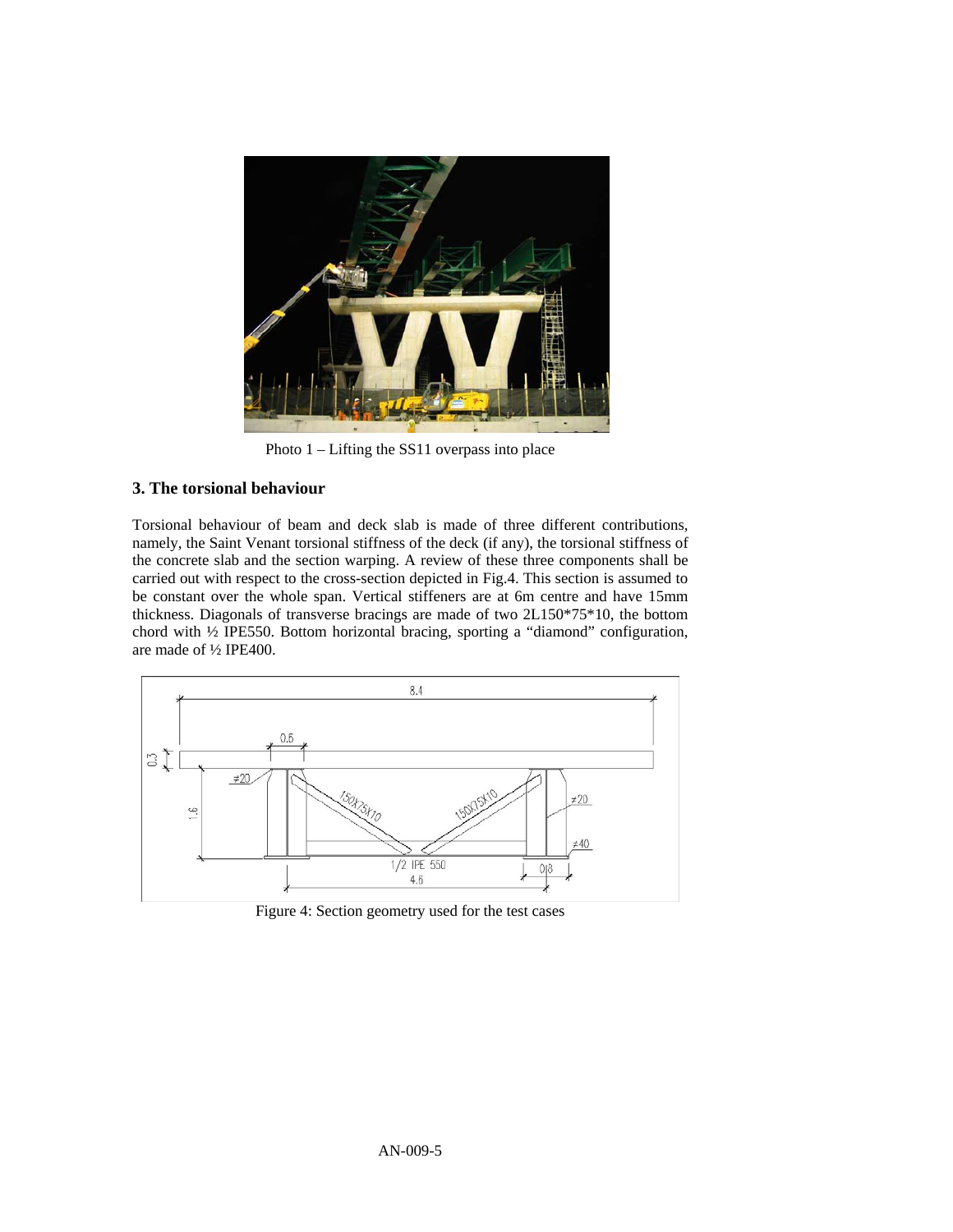Photo 1 – Lifting the SS11 overpass into place

## 3. The torsional behaviour

Torsional behaviour of beam and deck slab is made of three different contributions, namely, the Saint Venant torsional stiffness of the deck (if any), the torsional stiffness of the concrete slab and the section warping. A review of these three components shall be carried out with respect to the cross-section depicted in Fig.4. This section is assumed to be constant over the whole span. Vertical stiffeners are at 6m centre and have 15mm thickness. Diagonals of transverse bracings are made of two 2L150*75*10, the bottom chord with ½ IPE550. Bottom horizontal bracing, sporting a "diamond" configuration, are made of ½ IPE400.

Figure 4: Section geometry used for the test cases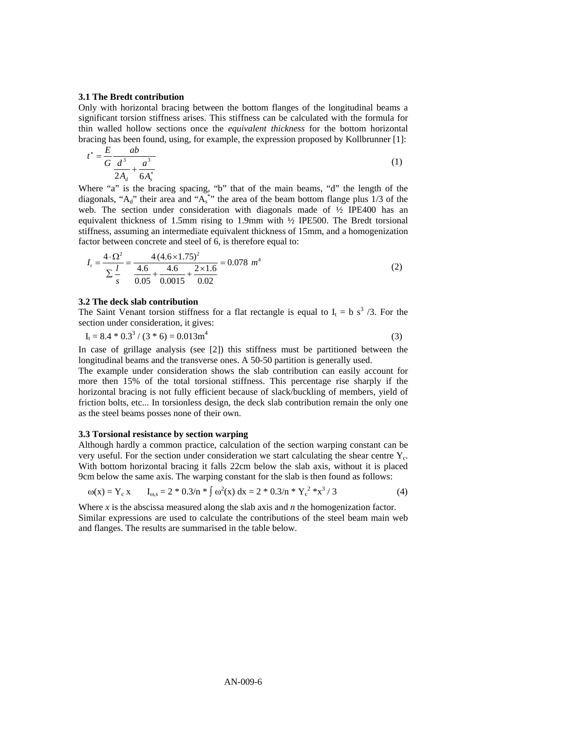### 3.1 The Bredt contribution

Only with horizontal bracing between the bottom flanges of the longitudinal beams a significant torsion stiffness arises. This stiffness can be calculated with the formula for thin walled hollow sections once the *equivalent thickness* for the bottom horizontal bracing has been found, using, for example, the expression proposed by Kollbrunner [1]:

$$t^* = \frac{E}{G} \frac{ab}{\dfrac{d^3}{2A_d} + \dfrac{a^3}{6A_s^*}} \tag{1}$$

Where "a" is the bracing spacing, "b" that of the main beams, "d" the length of the diagonals, "$A_d$" their area and "$A_s^*$" the area of the beam bottom flange plus 1/3 of the web. The section under consideration with diagonals made of ½ IPE400 has an equivalent thickness of 1.5mm rising to 1.9mm with ½ IPE500. The Bredt torsional stiffness, assuming an intermediate equivalent thickness of 15mm, and a homogenization factor between concrete and steel of 6, is therefore equal to:

$$I_t = \frac{4 \cdot \Omega^2}{\sum \dfrac{l}{s}} = \frac{4\,(4.6 \times 1.75)^2}{\dfrac{4.6}{0.05} + \dfrac{4.6}{0.0015} + \dfrac{2 \times 1.6}{0.02}} = 0.078\ m^4 \tag{2}$$

### 3.2 The deck slab contribution

The Saint Venant torsion stiffness for a flat rectangle is equal to $I_t = b\ s^3/3$. For the section under consideration, it gives:

$$I_t = 8.4 * 0.3^3 / (3 * 6) = 0.013\text{m}^4 \tag{3}$$

In case of grillage analysis (see [2]) this stiffness must be partitioned between the longitudinal beams and the transverse ones. A 50-50 partition is generally used.

The example under consideration shows the slab contribution can easily account for more then 15% of the total torsional stiffness. This percentage rise sharply if the horizontal bracing is not fully efficient because of slack/buckling of members, yield of friction bolts, etc... In torsionless design, the deck slab contribution remain the only one as the steel beams posses none of their own.

### 3.3 Torsional resistance by section warping

Although hardly a common practice, calculation of the section warping constant can be very useful. For the section under consideration we start calculating the shear centre $Y_c$. With bottom horizontal bracing it falls 22cm below the slab axis, without it is placed 9cm below the same axis. The warping constant for the slab is then found as follows:

$$\omega(x) = Y_c\, x \qquad I_{\omega,s} = 2 * 0.3/n * \int \omega^2(x)\, dx = 2 * 0.3/n * Y_c^2 * x^3 / 3 \tag{4}$$

Where *x* is the abscissa measured along the slab axis and *n* the homogenization factor. Similar expressions are used to calculate the contributions of the steel beam main web and flanges. The results are summarised in the table below.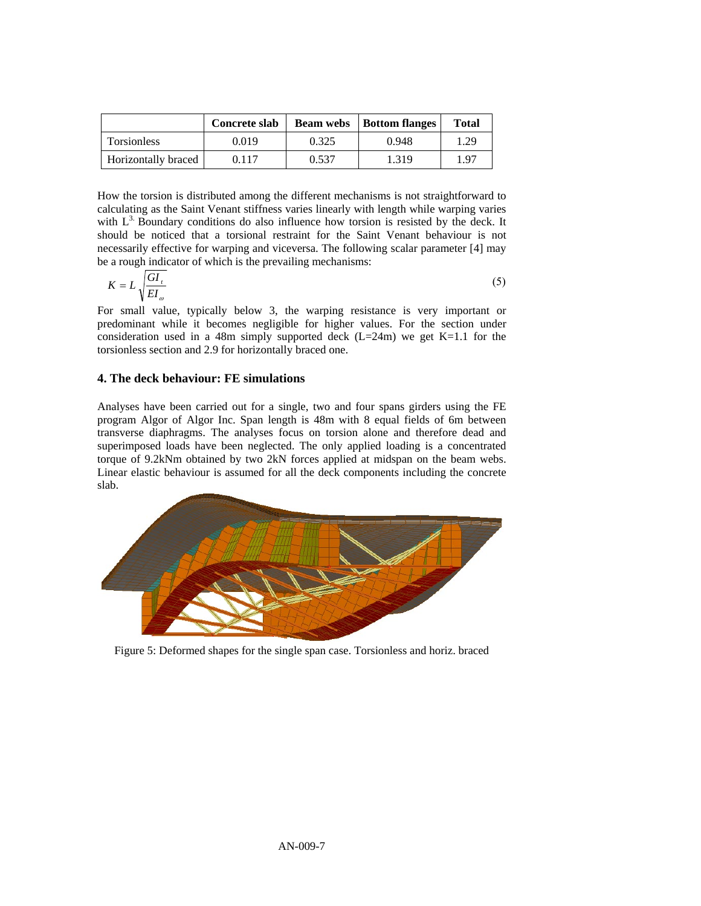|  | Concrete slab | Beam webs | Bottom flanges | Total |
|---|---|---|---|---|
| Torsionless | 0.019 | 0.325 | 0.948 | 1.29 |
| Horizontally braced | 0.117 | 0.537 | 1.319 | 1.97 |

How the torsion is distributed among the different mechanisms is not straightforward to calculating as the Saint Venant stiffness varies linearly with length while warping varies with $L^{3.}$ Boundary conditions do also influence how torsion is resisted by the deck. It should be noticed that a torsional restraint for the Saint Venant behaviour is not necessarily effective for warping and viceversa. The following scalar parameter [4] may be a rough indicator of which is the prevailing mechanisms:

$$K = L\sqrt{\frac{GI_t}{EI_\omega}} \tag{5}$$

For small value, typically below 3, the warping resistance is very important or predominant while it becomes negligible for higher values. For the section under consideration used in a 48m simply supported deck (L=24m) we get K=1.1 for the torsionless section and 2.9 for horizontally braced one.

## 4. The deck behaviour: FE simulations

Analyses have been carried out for a single, two and four spans girders using the FE program Algor of Algor Inc. Span length is 48m with 8 equal fields of 6m between transverse diaphragms. The analyses focus on torsion alone and therefore dead and superimposed loads have been neglected. The only applied loading is a concentrated torque of 9.2kNm obtained by two 2kN forces applied at midspan on the beam webs. Linear elastic behaviour is assumed for all the deck components including the concrete slab.

Figure 5: Deformed shapes for the single span case. Torsionless and horiz. braced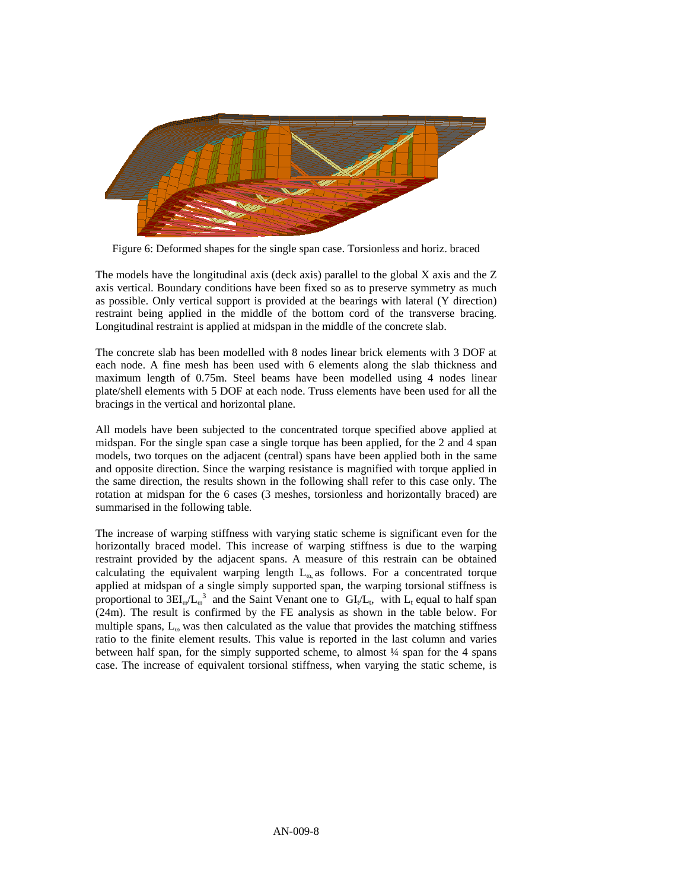Figure 6: Deformed shapes for the single span case. Torsionless and horiz. braced

The models have the longitudinal axis (deck axis) parallel to the global X axis and the Z axis vertical. Boundary conditions have been fixed so as to preserve symmetry as much as possible. Only vertical support is provided at the bearings with lateral (Y direction) restraint being applied in the middle of the bottom cord of the transverse bracing. Longitudinal restraint is applied at midspan in the middle of the concrete slab.

The concrete slab has been modelled with 8 nodes linear brick elements with 3 DOF at each node. A fine mesh has been used with 6 elements along the slab thickness and maximum length of 0.75m. Steel beams have been modelled using 4 nodes linear plate/shell elements with 5 DOF at each node. Truss elements have been used for all the bracings in the vertical and horizontal plane.

All models have been subjected to the concentrated torque specified above applied at midspan. For the single span case a single torque has been applied, for the 2 and 4 span models, two torques on the adjacent (central) spans have been applied both in the same and opposite direction. Since the warping resistance is magnified with torque applied in the same direction, the results shown in the following shall refer to this case only. The rotation at midspan for the 6 cases (3 meshes, torsionless and horizontally braced) are summarised in the following table.

The increase of warping stiffness with varying static scheme is significant even for the horizontally braced model. This increase of warping stiffness is due to the warping restraint provided by the adjacent spans. A measure of this restrain can be obtained calculating the equivalent warping length $L_{\omega}$ as follows. For a concentrated torque applied at midspan of a single simply supported span, the warping torsional stiffness is proportional to $3EI_{\omega}/L_{\omega}^3$ and the Saint Venant one to $GI_t/L_t$, with $L_t$ equal to half span (24m). The result is confirmed by the FE analysis as shown in the table below. For multiple spans, $L_{\omega}$ was then calculated as the value that provides the matching stiffness ratio to the finite element results. This value is reported in the last column and varies between half span, for the simply supported scheme, to almost ¼ span for the 4 spans case. The increase of equivalent torsional stiffness, when varying the static scheme, is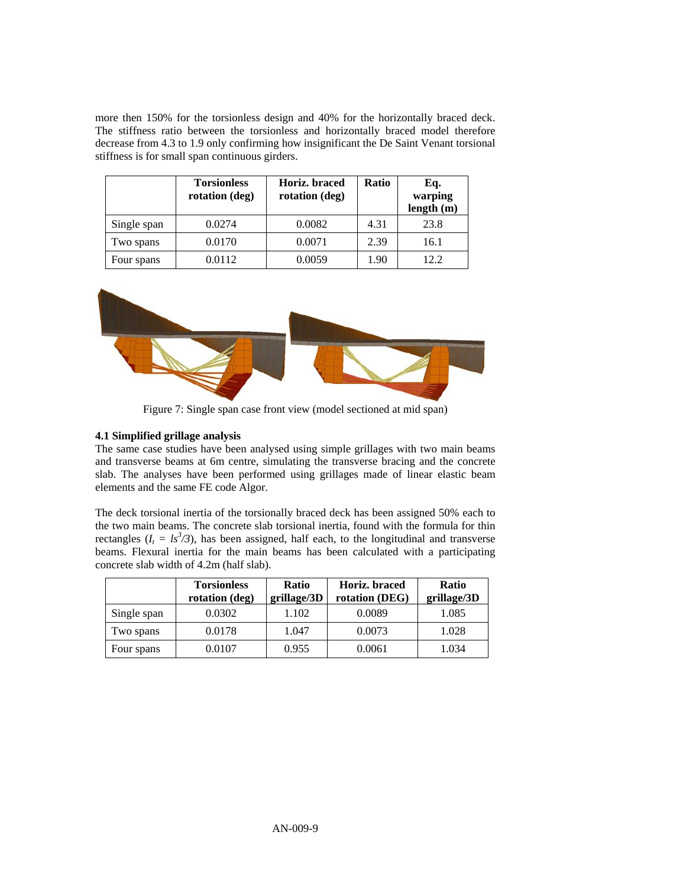more then 150% for the torsionless design and 40% for the horizontally braced deck. The stiffness ratio between the torsionless and horizontally braced model therefore decrease from 4.3 to 1.9 only confirming how insignificant the De Saint Venant torsional stiffness is for small span continuous girders.

| | Torsionless rotation (deg) | Horiz. braced rotation (deg) | Ratio | Eq. warping length (m) |
|---|---|---|---|---|
| Single span | 0.0274 | 0.0082 | 4.31 | 23.8 |
| Two spans | 0.0170 | 0.0071 | 2.39 | 16.1 |
| Four spans | 0.0112 | 0.0059 | 1.90 | 12.2 |

Figure 7: Single span case front view (model sectioned at mid span)

**4.1 Simplified grillage analysis**

The same case studies have been analysed using simple grillages with two main beams and transverse beams at 6m centre, simulating the transverse bracing and the concrete slab. The analyses have been performed using grillages made of linear elastic beam elements and the same FE code Algor.

The deck torsional inertia of the torsionally braced deck has been assigned 50% each to the two main beams. The concrete slab torsional inertia, found with the formula for thin rectangles ($I_t = ls^3/3$), has been assigned, half each, to the longitudinal and transverse beams. Flexural inertia for the main beams has been calculated with a participating concrete slab width of 4.2m (half slab).

| | Torsionless rotation (deg) | Ratio grillage/3D | Horiz. braced rotation (DEG) | Ratio grillage/3D |
|---|---|---|---|---|
| Single span | 0.0302 | 1.102 | 0.0089 | 1.085 |
| Two spans | 0.0178 | 1.047 | 0.0073 | 1.028 |
| Four spans | 0.0107 | 0.955 | 0.0061 | 1.034 |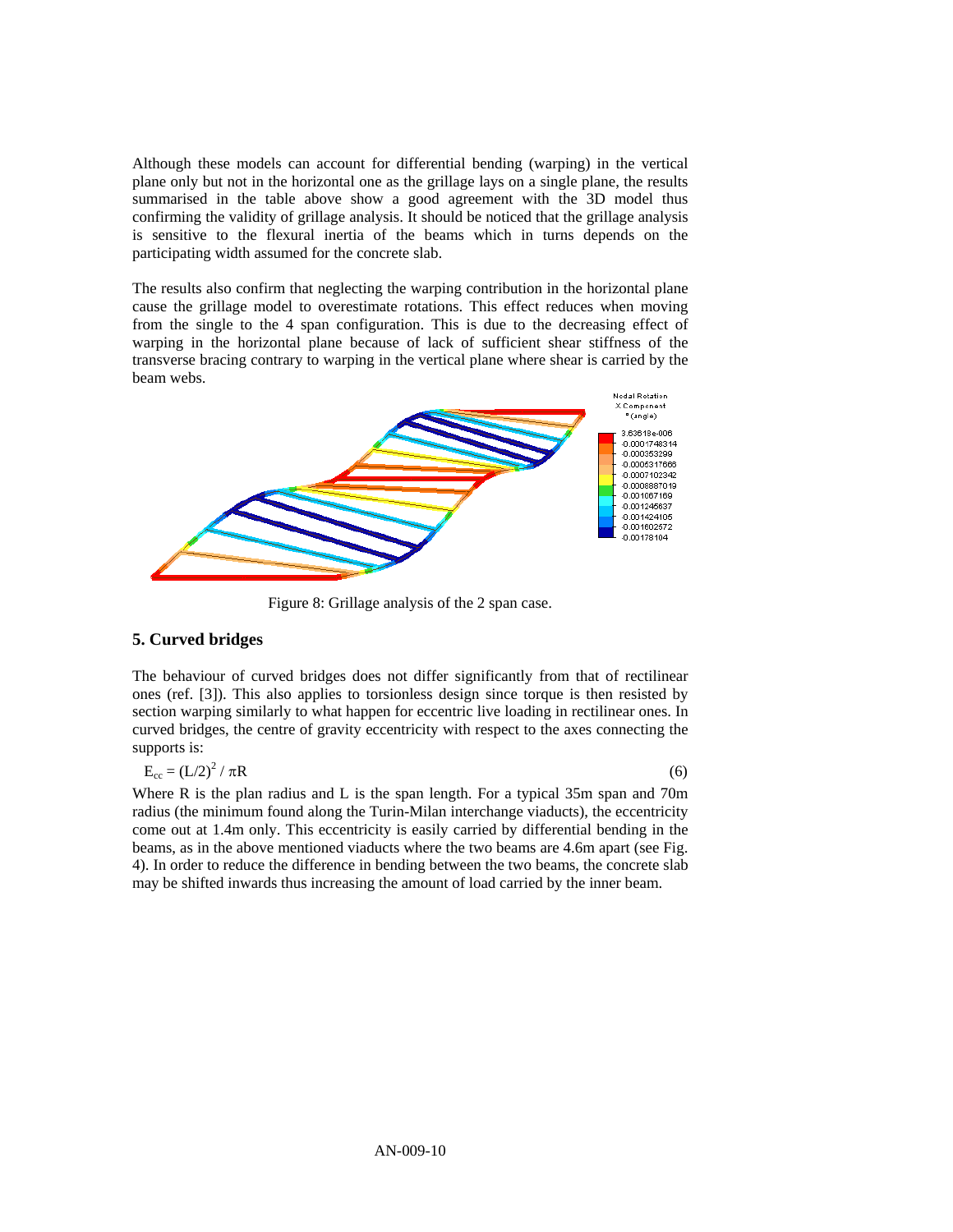Although these models can account for differential bending (warping) in the vertical plane only but not in the horizontal one as the grillage lays on a single plane, the results summarised in the table above show a good agreement with the 3D model thus confirming the validity of grillage analysis. It should be noticed that the grillage analysis is sensitive to the flexural inertia of the beams which in turns depends on the participating width assumed for the concrete slab.

The results also confirm that neglecting the warping contribution in the horizontal plane cause the grillage model to overestimate rotations. This effect reduces when moving from the single to the 4 span configuration. This is due to the decreasing effect of warping in the horizontal plane because of lack of sufficient shear stiffness of the transverse bracing contrary to warping in the vertical plane where shear is carried by the beam webs.

Figure 8: Grillage analysis of the 2 span case.

## 5. Curved bridges

The behaviour of curved bridges does not differ significantly from that of rectilinear ones (ref. [3]). This also applies to torsionless design since torque is then resisted by section warping similarly to what happen for eccentric live loading in rectilinear ones. In curved bridges, the centre of gravity eccentricity with respect to the axes connecting the supports is:

$$E_{cc} = (L/2)^2 / \pi R \qquad (6)$$

Where R is the plan radius and L is the span length. For a typical 35m span and 70m radius (the minimum found along the Turin-Milan interchange viaducts), the eccentricity come out at 1.4m only. This eccentricity is easily carried by differential bending in the beams, as in the above mentioned viaducts where the two beams are 4.6m apart (see Fig. 4). In order to reduce the difference in bending between the two beams, the concrete slab may be shifted inwards thus increasing the amount of load carried by the inner beam.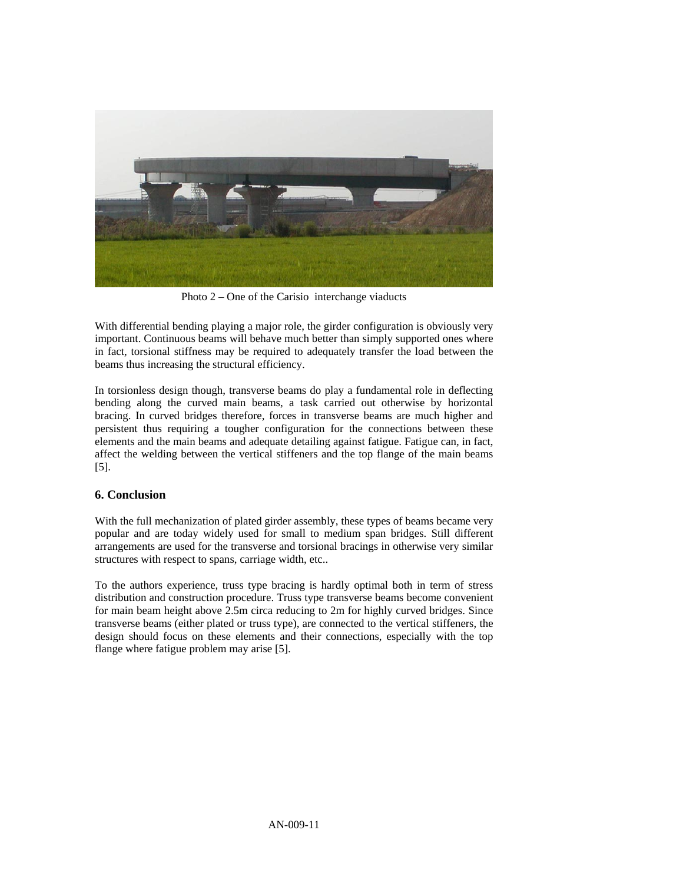Photo 2 – One of the Carisio interchange viaducts

With differential bending playing a major role, the girder configuration is obviously very important. Continuous beams will behave much better than simply supported ones where in fact, torsional stiffness may be required to adequately transfer the load between the beams thus increasing the structural efficiency.

In torsionless design though, transverse beams do play a fundamental role in deflecting bending along the curved main beams, a task carried out otherwise by horizontal bracing. In curved bridges therefore, forces in transverse beams are much higher and persistent thus requiring a tougher configuration for the connections between these elements and the main beams and adequate detailing against fatigue. Fatigue can, in fact, affect the welding between the vertical stiffeners and the top flange of the main beams [5].

## 6. Conclusion

With the full mechanization of plated girder assembly, these types of beams became very popular and are today widely used for small to medium span bridges. Still different arrangements are used for the transverse and torsional bracings in otherwise very similar structures with respect to spans, carriage width, etc..

To the authors experience, truss type bracing is hardly optimal both in term of stress distribution and construction procedure. Truss type transverse beams become convenient for main beam height above 2.5m circa reducing to 2m for highly curved bridges. Since transverse beams (either plated or truss type), are connected to the vertical stiffeners, the design should focus on these elements and their connections, especially with the top flange where fatigue problem may arise [5].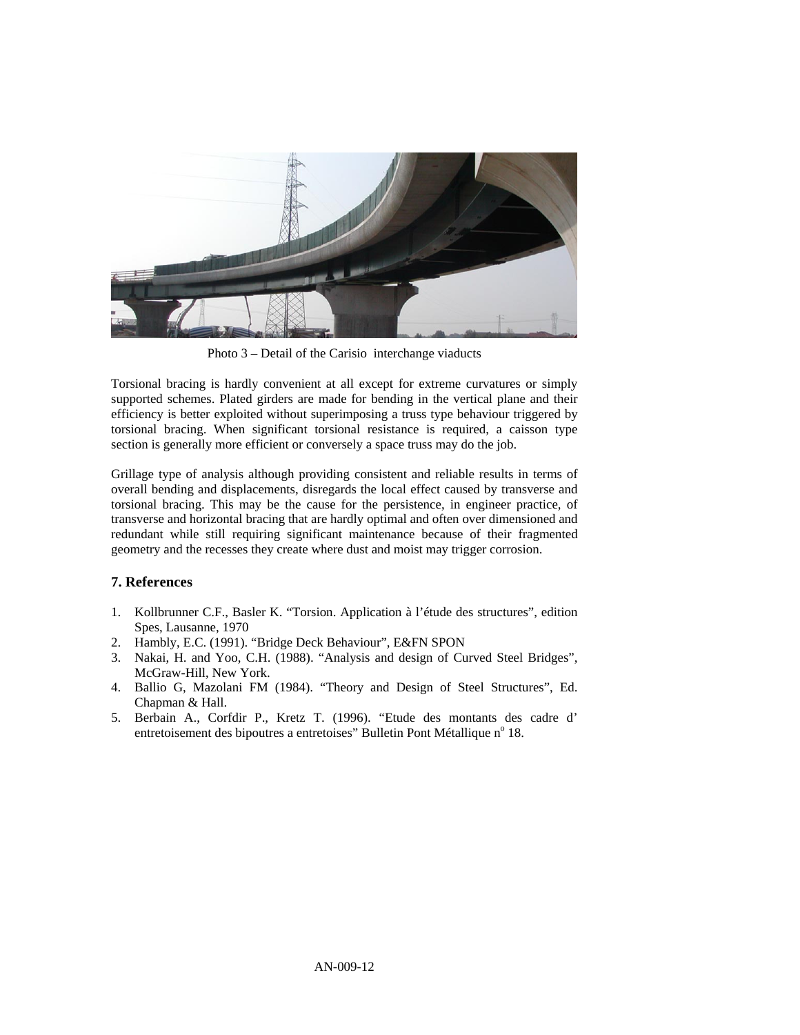Photo 3 – Detail of the Carisio interchange viaducts

Torsional bracing is hardly convenient at all except for extreme curvatures or simply supported schemes. Plated girders are made for bending in the vertical plane and their efficiency is better exploited without superimposing a truss type behaviour triggered by torsional bracing. When significant torsional resistance is required, a caisson type section is generally more efficient or conversely a space truss may do the job.

Grillage type of analysis although providing consistent and reliable results in terms of overall bending and displacements, disregards the local effect caused by transverse and torsional bracing. This may be the cause for the persistence, in engineer practice, of transverse and horizontal bracing that are hardly optimal and often over dimensioned and redundant while still requiring significant maintenance because of their fragmented geometry and the recesses they create where dust and moist may trigger corrosion.

## 7. References

1. Kollbrunner C.F., Basler K. "Torsion. Application à l'étude des structures", edition Spes, Lausanne, 1970
2. Hambly, E.C. (1991). "Bridge Deck Behaviour", E&FN SPON
3. Nakai, H. and Yoo, C.H. (1988). "Analysis and design of Curved Steel Bridges", McGraw-Hill, New York.
4. Ballio G, Mazolani FM (1984). "Theory and Design of Steel Structures", Ed. Chapman & Hall.
5. Berbain A., Corfdir P., Kretz T. (1996). "Etude des montants des cadre d' entretoisement des bipoutres a entretoises" Bulletin Pont Métallique n° 18.